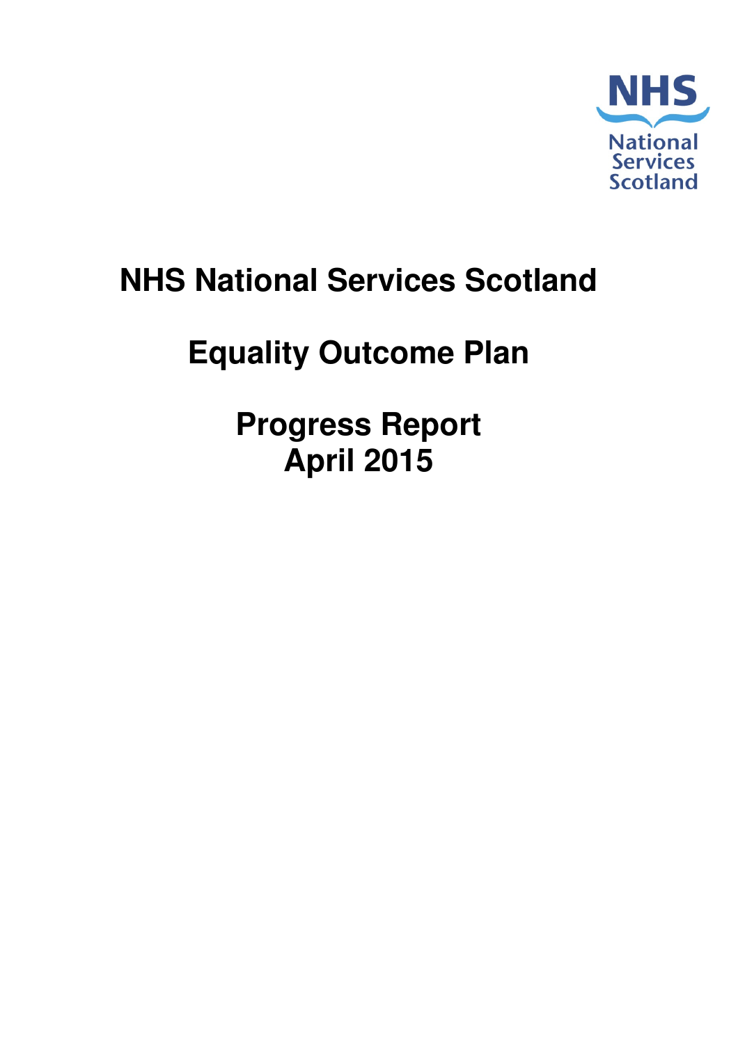# NHS National Services Scotland

# Equality Outcome Plan

# Progress Report
# April 2015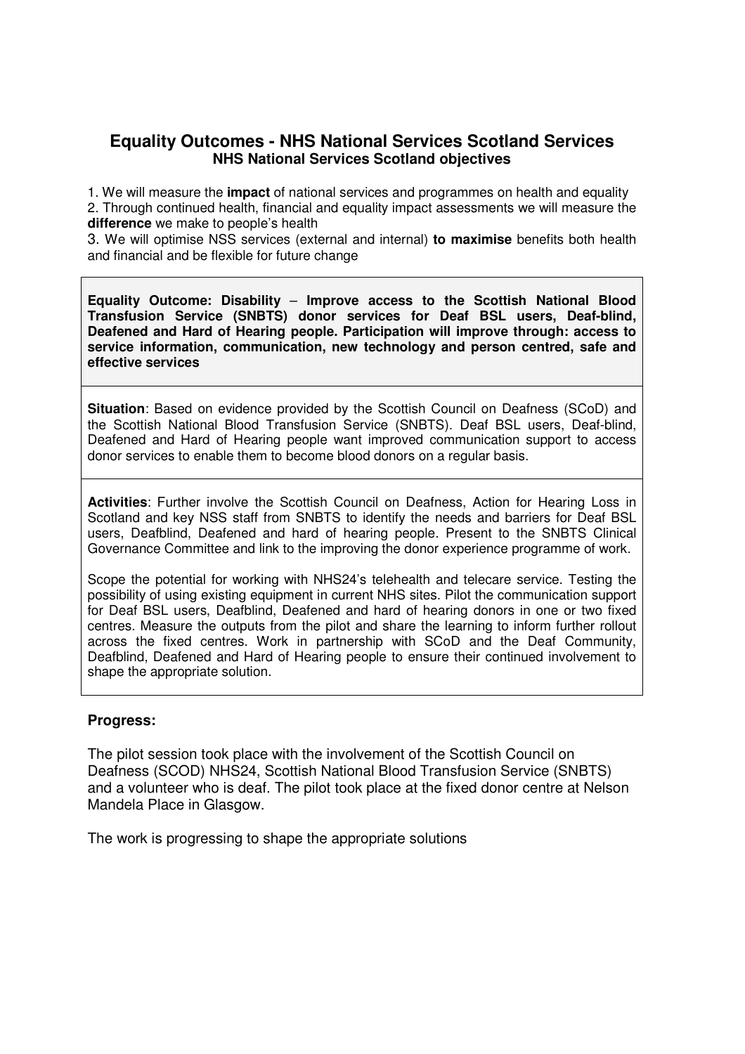## Equality Outcomes - NHS National Services Scotland Services

### NHS National Services Scotland objectives

1. We will measure the **impact** of national services and programmes on health and equality
2. Through continued health, financial and equality impact assessments we will measure the **difference** we make to people's health
3. We will optimise NSS services (external and internal) **to maximise** benefits both health and financial and be flexible for future change

**Equality Outcome: Disability – Improve access to the Scottish National Blood Transfusion Service (SNBTS) donor services for Deaf BSL users, Deaf-blind, Deafened and Hard of Hearing people. Participation will improve through: access to service information, communication, new technology and person centred, safe and effective services**

**Situation**: Based on evidence provided by the Scottish Council on Deafness (SCoD) and the Scottish National Blood Transfusion Service (SNBTS). Deaf BSL users, Deaf-blind, Deafened and Hard of Hearing people want improved communication support to access donor services to enable them to become blood donors on a regular basis.

**Activities**: Further involve the Scottish Council on Deafness, Action for Hearing Loss in Scotland and key NSS staff from SNBTS to identify the needs and barriers for Deaf BSL users, Deafblind, Deafened and hard of hearing people. Present to the SNBTS Clinical Governance Committee and link to the improving the donor experience programme of work.

Scope the potential for working with NHS24's telehealth and telecare service. Testing the possibility of using existing equipment in current NHS sites. Pilot the communication support for Deaf BSL users, Deafblind, Deafened and hard of hearing donors in one or two fixed centres. Measure the outputs from the pilot and share the learning to inform further rollout across the fixed centres. Work in partnership with SCoD and the Deaf Community, Deafblind, Deafened and Hard of Hearing people to ensure their continued involvement to shape the appropriate solution.

**Progress:**

The pilot session took place with the involvement of the Scottish Council on Deafness (SCOD) NHS24, Scottish National Blood Transfusion Service (SNBTS) and a volunteer who is deaf. The pilot took place at the fixed donor centre at Nelson Mandela Place in Glasgow.

The work is progressing to shape the appropriate solutions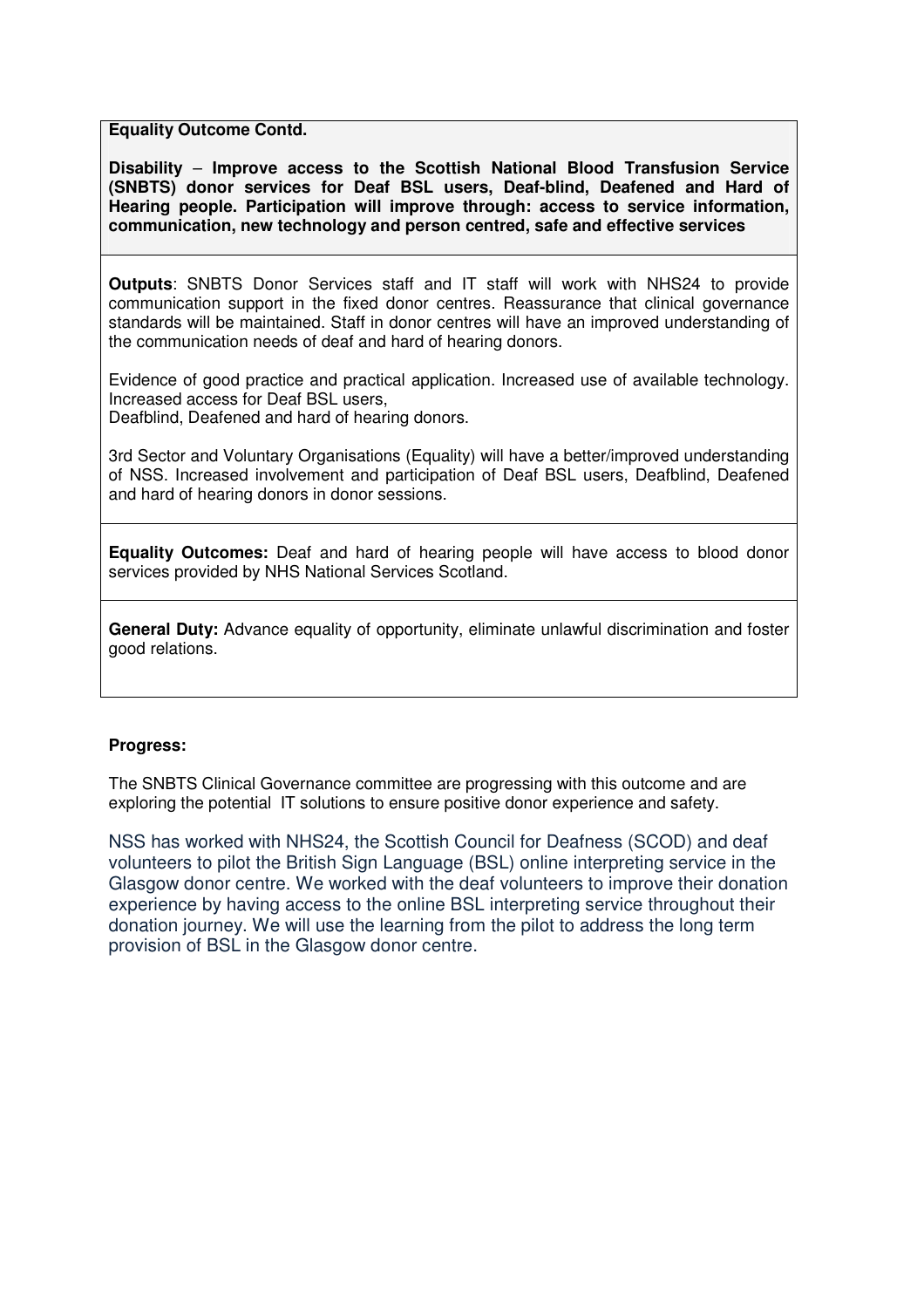**Equality Outcome Contd.**

**Disability – Improve access to the Scottish National Blood Transfusion Service (SNBTS) donor services for Deaf BSL users, Deaf-blind, Deafened and Hard of Hearing people. Participation will improve through: access to service information, communication, new technology and person centred, safe and effective services**

**Outputs**: SNBTS Donor Services staff and IT staff will work with NHS24 to provide communication support in the fixed donor centres. Reassurance that clinical governance standards will be maintained. Staff in donor centres will have an improved understanding of the communication needs of deaf and hard of hearing donors.

Evidence of good practice and practical application. Increased use of available technology. Increased access for Deaf BSL users,
Deafblind, Deafened and hard of hearing donors.

3rd Sector and Voluntary Organisations (Equality) will have a better/improved understanding of NSS. Increased involvement and participation of Deaf BSL users, Deafblind, Deafened and hard of hearing donors in donor sessions.

**Equality Outcomes:** Deaf and hard of hearing people will have access to blood donor services provided by NHS National Services Scotland.

**General Duty:** Advance equality of opportunity, eliminate unlawful discrimination and foster good relations.

**Progress:**

The SNBTS Clinical Governance committee are progressing with this outcome and are exploring the potential IT solutions to ensure positive donor experience and safety.

NSS has worked with NHS24, the Scottish Council for Deafness (SCOD) and deaf volunteers to pilot the British Sign Language (BSL) online interpreting service in the Glasgow donor centre. We worked with the deaf volunteers to improve their donation experience by having access to the online BSL interpreting service throughout their donation journey. We will use the learning from the pilot to address the long term provision of BSL in the Glasgow donor centre.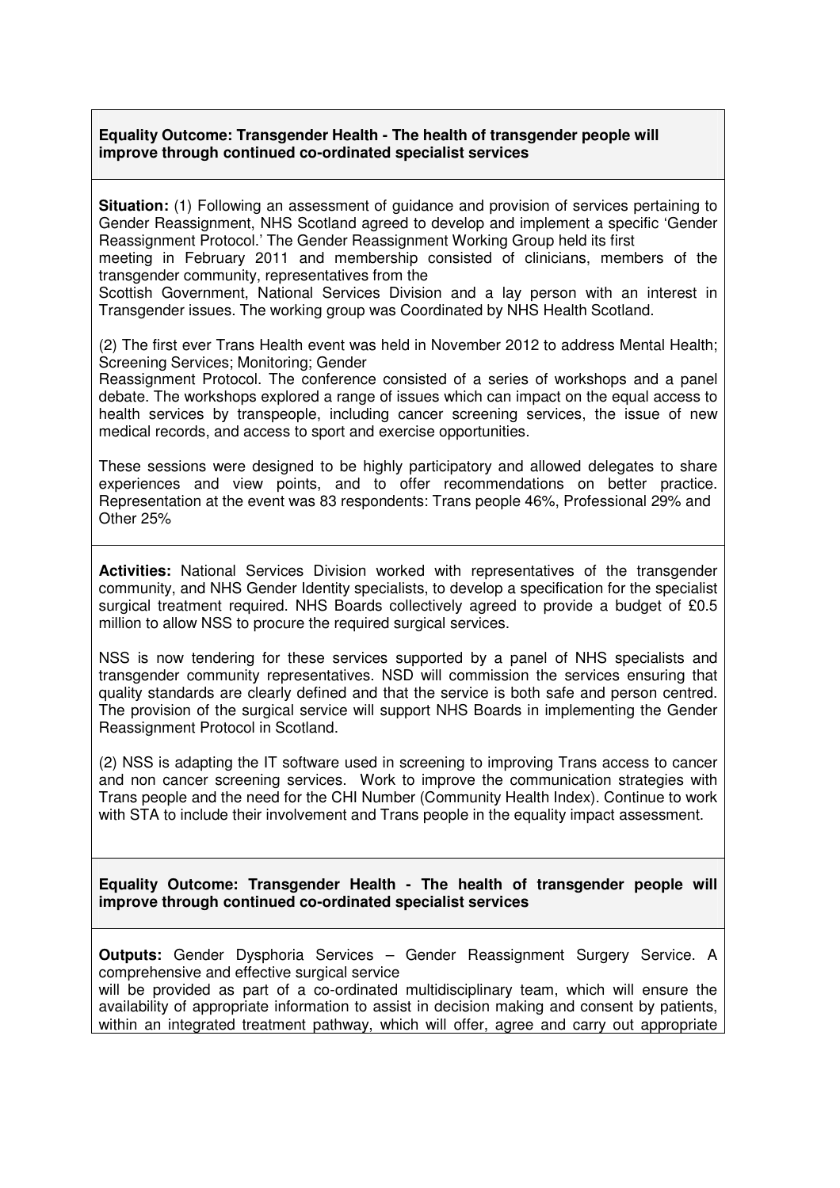**Equality Outcome: Transgender Health - The health of transgender people will improve through continued co-ordinated specialist services**

**Situation:** (1) Following an assessment of guidance and provision of services pertaining to Gender Reassignment, NHS Scotland agreed to develop and implement a specific 'Gender Reassignment Protocol.' The Gender Reassignment Working Group held its first meeting in February 2011 and membership consisted of clinicians, members of the transgender community, representatives from the Scottish Government, National Services Division and a lay person with an interest in Transgender issues. The working group was Coordinated by NHS Health Scotland.

(2) The first ever Trans Health event was held in November 2012 to address Mental Health; Screening Services; Monitoring; Gender Reassignment Protocol. The conference consisted of a series of workshops and a panel debate. The workshops explored a range of issues which can impact on the equal access to health services by transpeople, including cancer screening services, the issue of new medical records, and access to sport and exercise opportunities.

These sessions were designed to be highly participatory and allowed delegates to share experiences and view points, and to offer recommendations on better practice. Representation at the event was 83 respondents: Trans people 46%, Professional 29% and Other 25%

**Activities:** National Services Division worked with representatives of the transgender community, and NHS Gender Identity specialists, to develop a specification for the specialist surgical treatment required. NHS Boards collectively agreed to provide a budget of £0.5 million to allow NSS to procure the required surgical services.

NSS is now tendering for these services supported by a panel of NHS specialists and transgender community representatives. NSD will commission the services ensuring that quality standards are clearly defined and that the service is both safe and person centred. The provision of the surgical service will support NHS Boards in implementing the Gender Reassignment Protocol in Scotland.

(2) NSS is adapting the IT software used in screening to improving Trans access to cancer and non cancer screening services. Work to improve the communication strategies with Trans people and the need for the CHI Number (Community Health Index). Continue to work with STA to include their involvement and Trans people in the equality impact assessment.

**Equality Outcome: Transgender Health - The health of transgender people will improve through continued co-ordinated specialist services**

**Outputs:** Gender Dysphoria Services – Gender Reassignment Surgery Service. A comprehensive and effective surgical service will be provided as part of a co-ordinated multidisciplinary team, which will ensure the availability of appropriate information to assist in decision making and consent by patients, within an integrated treatment pathway, which will offer, agree and carry out appropriate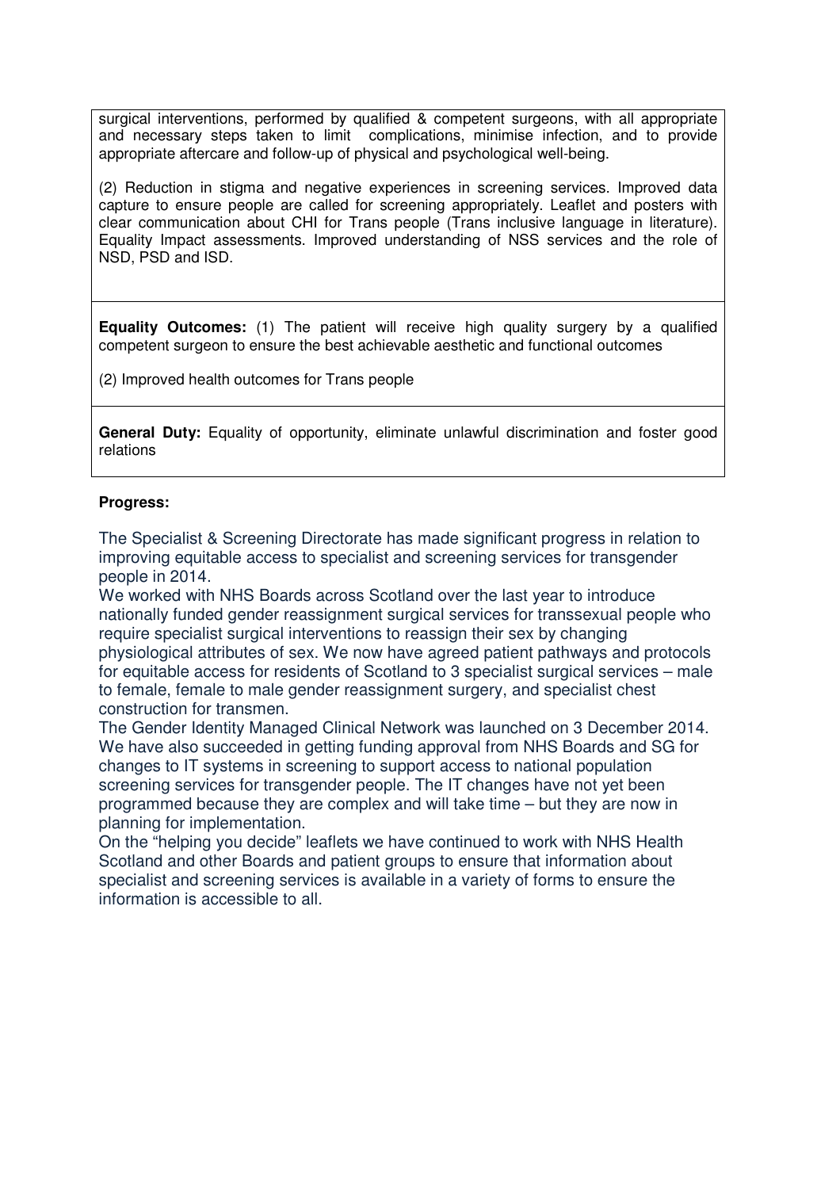surgical interventions, performed by qualified & competent surgeons, with all appropriate and necessary steps taken to limit complications, minimise infection, and to provide appropriate aftercare and follow-up of physical and psychological well-being.

(2) Reduction in stigma and negative experiences in screening services. Improved data capture to ensure people are called for screening appropriately. Leaflet and posters with clear communication about CHI for Trans people (Trans inclusive language in literature). Equality Impact assessments. Improved understanding of NSS services and the role of NSD, PSD and ISD.

**Equality Outcomes:** (1) The patient will receive high quality surgery by a qualified competent surgeon to ensure the best achievable aesthetic and functional outcomes

(2) Improved health outcomes for Trans people

**General Duty:** Equality of opportunity, eliminate unlawful discrimination and foster good relations

**Progress:**

The Specialist & Screening Directorate has made significant progress in relation to improving equitable access to specialist and screening services for transgender people in 2014.

We worked with NHS Boards across Scotland over the last year to introduce nationally funded gender reassignment surgical services for transsexual people who require specialist surgical interventions to reassign their sex by changing physiological attributes of sex. We now have agreed patient pathways and protocols for equitable access for residents of Scotland to 3 specialist surgical services – male to female, female to male gender reassignment surgery, and specialist chest construction for transmen.

The Gender Identity Managed Clinical Network was launched on 3 December 2014. We have also succeeded in getting funding approval from NHS Boards and SG for changes to IT systems in screening to support access to national population screening services for transgender people. The IT changes have not yet been programmed because they are complex and will take time – but they are now in planning for implementation.

On the "helping you decide" leaflets we have continued to work with NHS Health Scotland and other Boards and patient groups to ensure that information about specialist and screening services is available in a variety of forms to ensure the information is accessible to all.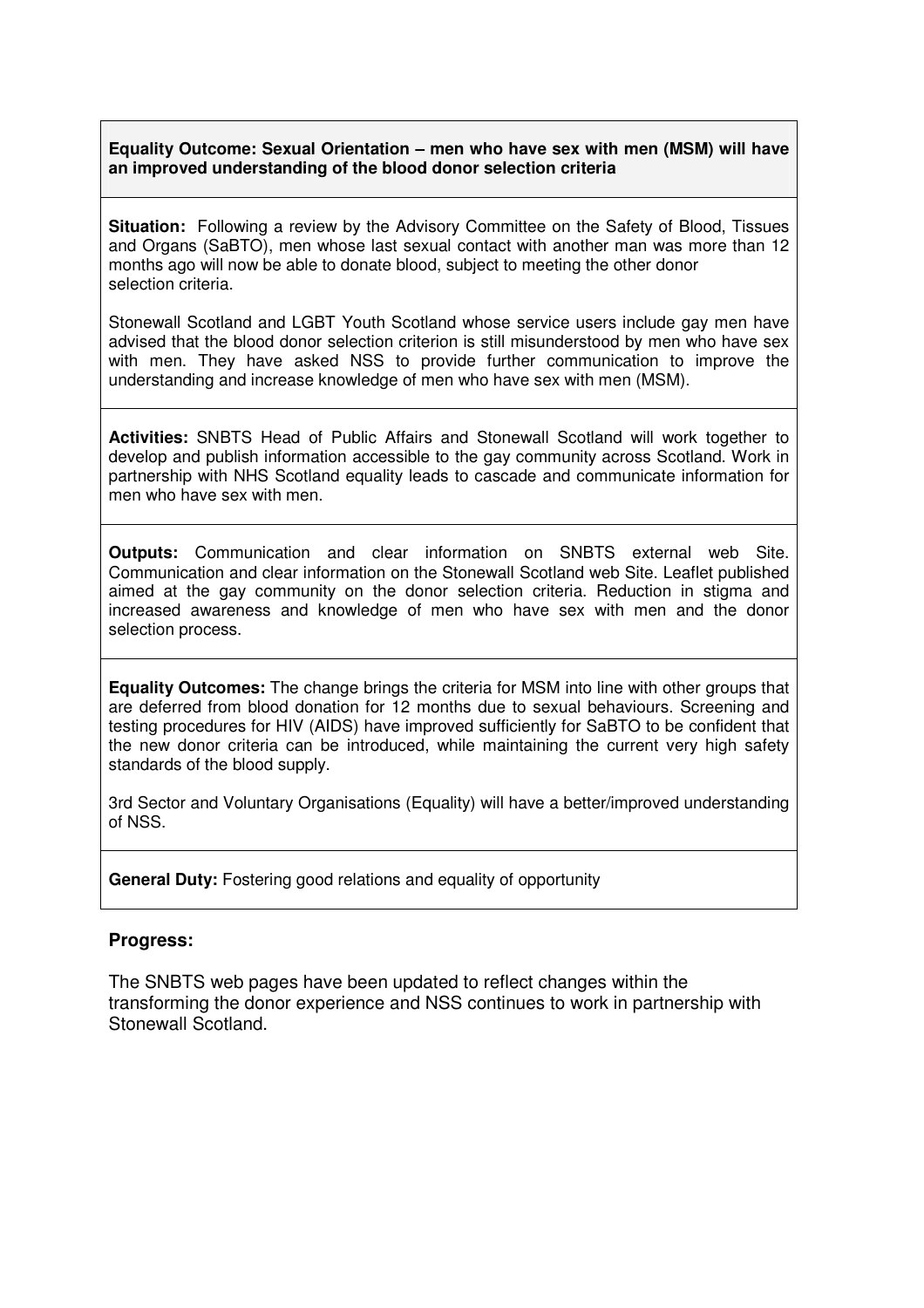**Equality Outcome: Sexual Orientation – men who have sex with men (MSM) will have an improved understanding of the blood donor selection criteria**

**Situation:** Following a review by the Advisory Committee on the Safety of Blood, Tissues and Organs (SaBTO), men whose last sexual contact with another man was more than 12 months ago will now be able to donate blood, subject to meeting the other donor selection criteria.

Stonewall Scotland and LGBT Youth Scotland whose service users include gay men have advised that the blood donor selection criterion is still misunderstood by men who have sex with men. They have asked NSS to provide further communication to improve the understanding and increase knowledge of men who have sex with men (MSM).

**Activities:** SNBTS Head of Public Affairs and Stonewall Scotland will work together to develop and publish information accessible to the gay community across Scotland. Work in partnership with NHS Scotland equality leads to cascade and communicate information for men who have sex with men.

**Outputs:** Communication and clear information on SNBTS external web Site. Communication and clear information on the Stonewall Scotland web Site. Leaflet published aimed at the gay community on the donor selection criteria. Reduction in stigma and increased awareness and knowledge of men who have sex with men and the donor selection process.

**Equality Outcomes:** The change brings the criteria for MSM into line with other groups that are deferred from blood donation for 12 months due to sexual behaviours. Screening and testing procedures for HIV (AIDS) have improved sufficiently for SaBTO to be confident that the new donor criteria can be introduced, while maintaining the current very high safety standards of the blood supply.

3rd Sector and Voluntary Organisations (Equality) will have a better/improved understanding of NSS.

**General Duty:** Fostering good relations and equality of opportunity

**Progress:**

The SNBTS web pages have been updated to reflect changes within the transforming the donor experience and NSS continues to work in partnership with Stonewall Scotland.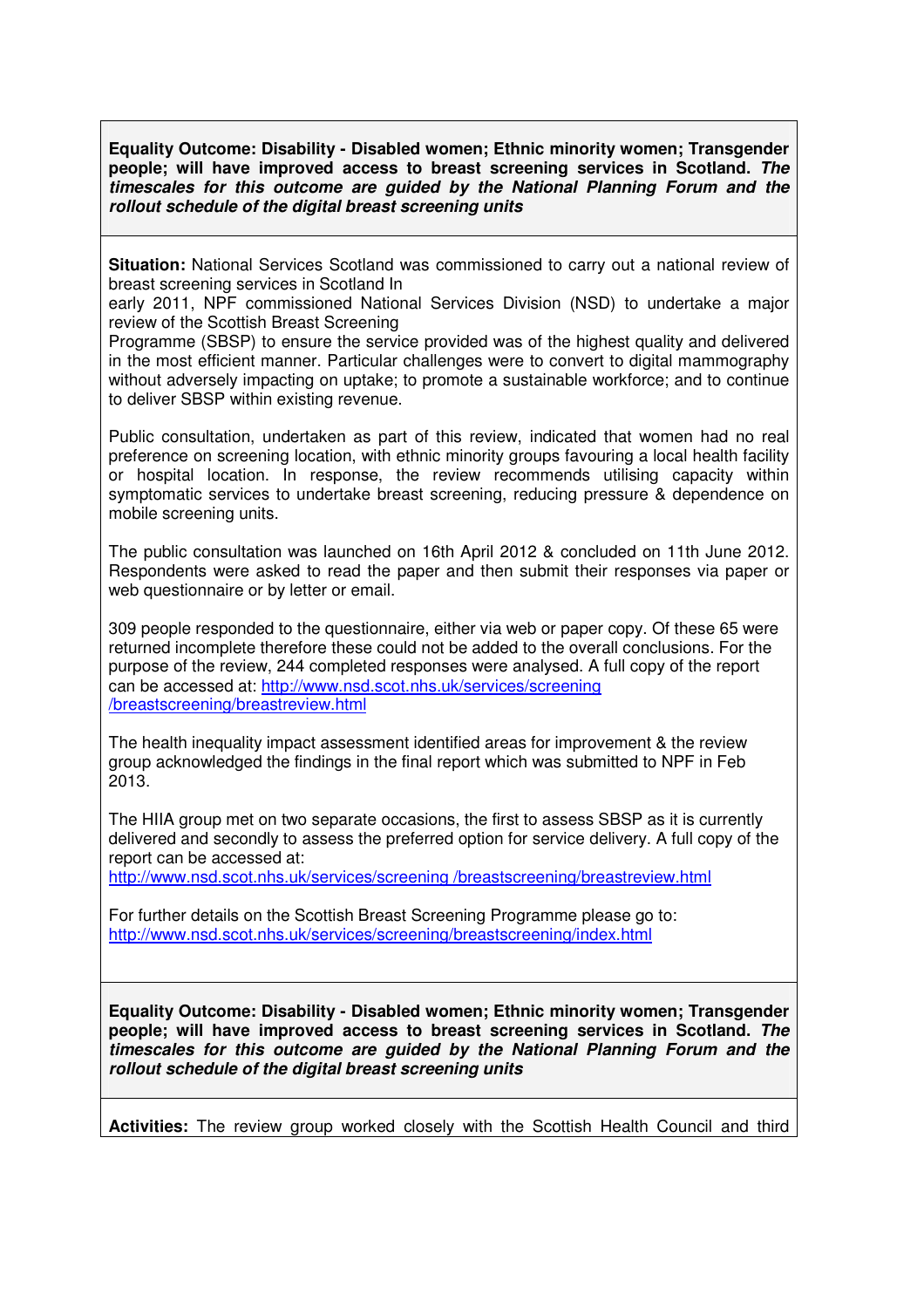**Equality Outcome: Disability - Disabled women; Ethnic minority women; Transgender people; will have improved access to breast screening services in Scotland.** ***The timescales for this outcome are guided by the National Planning Forum and the rollout schedule of the digital breast screening units***

**Situation:** National Services Scotland was commissioned to carry out a national review of breast screening services in Scotland In
early 2011, NPF commissioned National Services Division (NSD) to undertake a major review of the Scottish Breast Screening
Programme (SBSP) to ensure the service provided was of the highest quality and delivered in the most efficient manner. Particular challenges were to convert to digital mammography without adversely impacting on uptake; to promote a sustainable workforce; and to continue to deliver SBSP within existing revenue.

Public consultation, undertaken as part of this review, indicated that women had no real preference on screening location, with ethnic minority groups favouring a local health facility or hospital location. In response, the review recommends utilising capacity within symptomatic services to undertake breast screening, reducing pressure & dependence on mobile screening units.

The public consultation was launched on 16th April 2012 & concluded on 11th June 2012. Respondents were asked to read the paper and then submit their responses via paper or web questionnaire or by letter or email.

309 people responded to the questionnaire, either via web or paper copy. Of these 65 were returned incomplete therefore these could not be added to the overall conclusions. For the purpose of the review, 244 completed responses were analysed. A full copy of the report can be accessed at: http://www.nsd.scot.nhs.uk/services/screening/breastscreening/breastreview.html

The health inequality impact assessment identified areas for improvement & the review group acknowledged the findings in the final report which was submitted to NPF in Feb 2013.

The HIIA group met on two separate occasions, the first to assess SBSP as it is currently delivered and secondly to assess the preferred option for service delivery. A full copy of the report can be accessed at:
http://www.nsd.scot.nhs.uk/services/screening /breastscreening/breastreview.html

For further details on the Scottish Breast Screening Programme please go to:
http://www.nsd.scot.nhs.uk/services/screening/breastscreening/index.html

**Equality Outcome: Disability - Disabled women; Ethnic minority women; Transgender people; will have improved access to breast screening services in Scotland.** ***The timescales for this outcome are guided by the National Planning Forum and the rollout schedule of the digital breast screening units***

**Activities:** The review group worked closely with the Scottish Health Council and third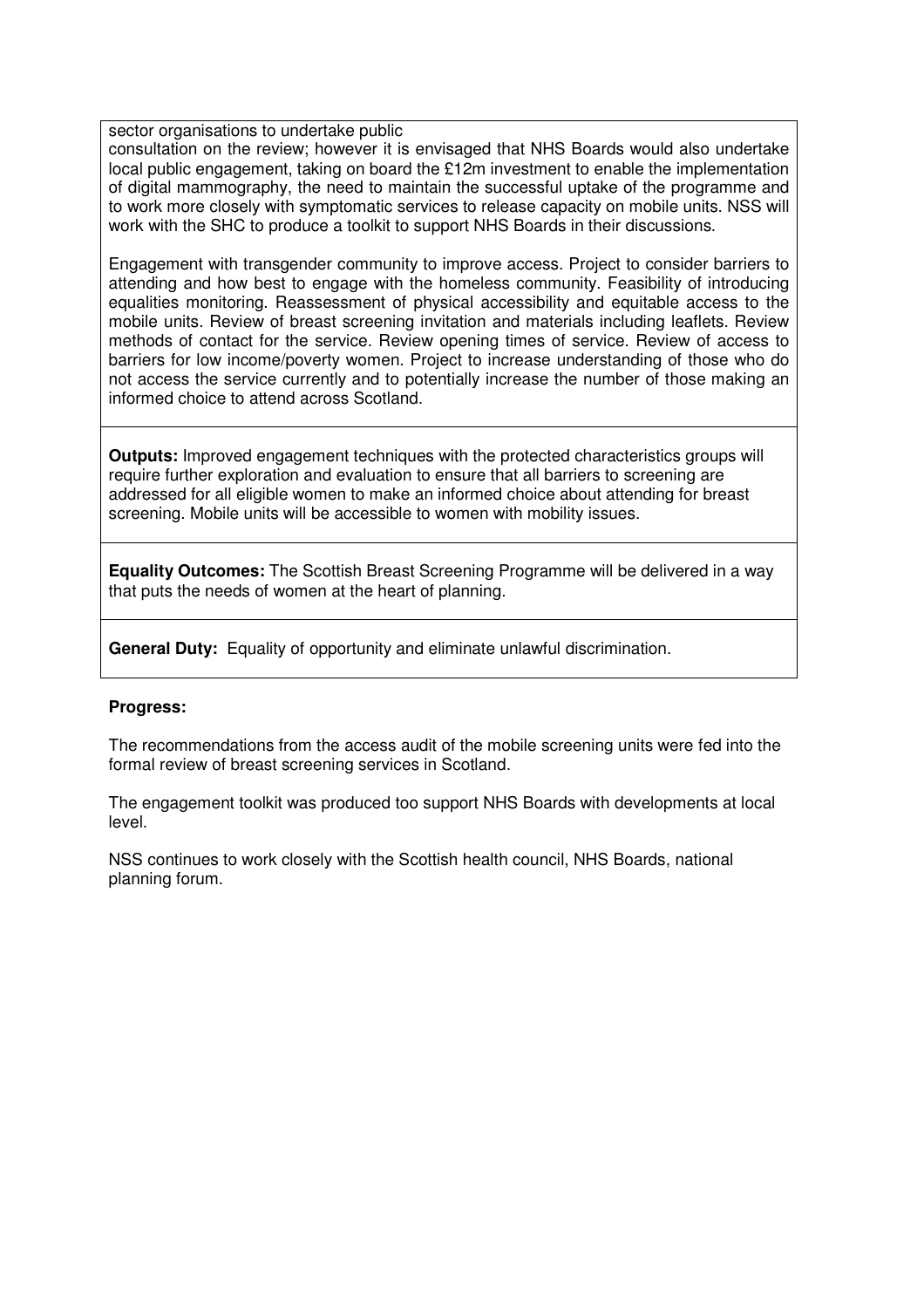sector organisations to undertake public
consultation on the review; however it is envisaged that NHS Boards would also undertake local public engagement, taking on board the £12m investment to enable the implementation of digital mammography, the need to maintain the successful uptake of the programme and to work more closely with symptomatic services to release capacity on mobile units. NSS will work with the SHC to produce a toolkit to support NHS Boards in their discussions.

Engagement with transgender community to improve access. Project to consider barriers to attending and how best to engage with the homeless community. Feasibility of introducing equalities monitoring. Reassessment of physical accessibility and equitable access to the mobile units. Review of breast screening invitation and materials including leaflets. Review methods of contact for the service. Review opening times of service. Review of access to barriers for low income/poverty women. Project to increase understanding of those who do not access the service currently and to potentially increase the number of those making an informed choice to attend across Scotland.

**Outputs:** Improved engagement techniques with the protected characteristics groups will require further exploration and evaluation to ensure that all barriers to screening are addressed for all eligible women to make an informed choice about attending for breast screening. Mobile units will be accessible to women with mobility issues.

**Equality Outcomes:** The Scottish Breast Screening Programme will be delivered in a way that puts the needs of women at the heart of planning.

**General Duty:** Equality of opportunity and eliminate unlawful discrimination.

**Progress:**

The recommendations from the access audit of the mobile screening units were fed into the formal review of breast screening services in Scotland.

The engagement toolkit was produced too support NHS Boards with developments at local level.

NSS continues to work closely with the Scottish health council, NHS Boards, national planning forum.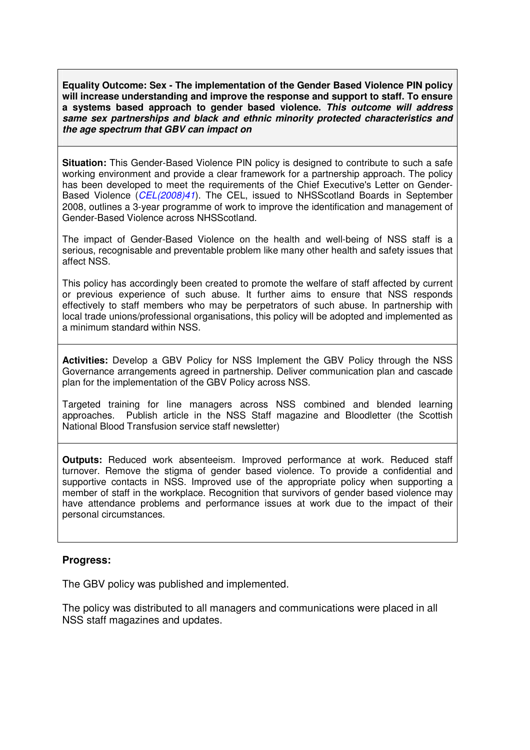**Equality Outcome: Sex - The implementation of the Gender Based Violence PIN policy will increase understanding and improve the response and support to staff. To ensure a systems based approach to gender based violence.** ***This outcome will address same sex partnerships and black and ethnic minority protected characteristics and the age spectrum that GBV can impact on***

**Situation:** This Gender-Based Violence PIN policy is designed to contribute to such a safe working environment and provide a clear framework for a partnership approach. The policy has been developed to meet the requirements of the Chief Executive's Letter on Gender-Based Violence (*CEL(2008)41*). The CEL, issued to NHSScotland Boards in September 2008, outlines a 3-year programme of work to improve the identification and management of Gender-Based Violence across NHSScotland.

The impact of Gender-Based Violence on the health and well-being of NSS staff is a serious, recognisable and preventable problem like many other health and safety issues that affect NSS.

This policy has accordingly been created to promote the welfare of staff affected by current or previous experience of such abuse. It further aims to ensure that NSS responds effectively to staff members who may be perpetrators of such abuse. In partnership with local trade unions/professional organisations, this policy will be adopted and implemented as a minimum standard within NSS.

**Activities:** Develop a GBV Policy for NSS Implement the GBV Policy through the NSS Governance arrangements agreed in partnership. Deliver communication plan and cascade plan for the implementation of the GBV Policy across NSS.

Targeted training for line managers across NSS combined and blended learning approaches. Publish article in the NSS Staff magazine and Bloodletter (the Scottish National Blood Transfusion service staff newsletter)

**Outputs:** Reduced work absenteeism. Improved performance at work. Reduced staff turnover. Remove the stigma of gender based violence. To provide a confidential and supportive contacts in NSS. Improved use of the appropriate policy when supporting a member of staff in the workplace. Recognition that survivors of gender based violence may have attendance problems and performance issues at work due to the impact of their personal circumstances.

**Progress:**

The GBV policy was published and implemented.

The policy was distributed to all managers and communications were placed in all NSS staff magazines and updates.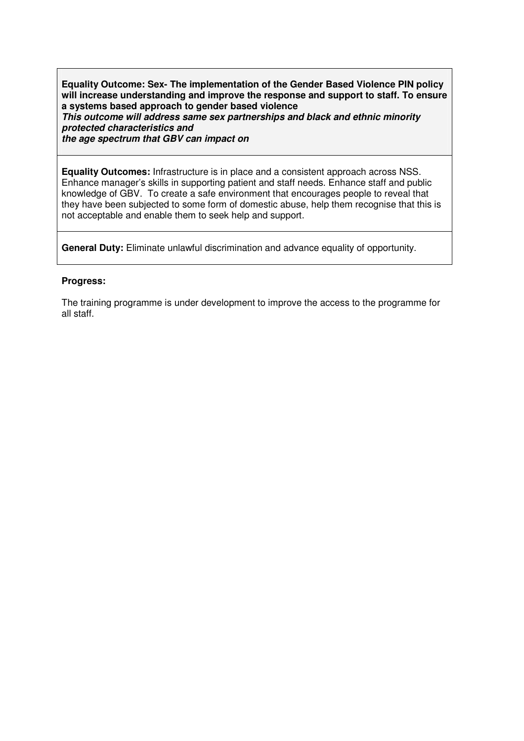| **Equality Outcome: Sex- The implementation of the Gender Based Violence PIN policy will increase understanding and improve the response and support to staff. To ensure a systems based approach to gender based violence**<br>***This outcome will address same sex partnerships and black and ethnic minority protected characteristics and***<br>***the age spectrum that GBV can impact on*** |
|---|
| **Equality Outcomes:** Infrastructure is in place and a consistent approach across NSS. Enhance manager's skills in supporting patient and staff needs. Enhance staff and public knowledge of GBV. To create a safe environment that encourages people to reveal that they have been subjected to some form of domestic abuse, help them recognise that this is not acceptable and enable them to seek help and support. |
| **General Duty:** Eliminate unlawful discrimination and advance equality of opportunity. |

**Progress:**

The training programme is under development to improve the access to the programme for all staff.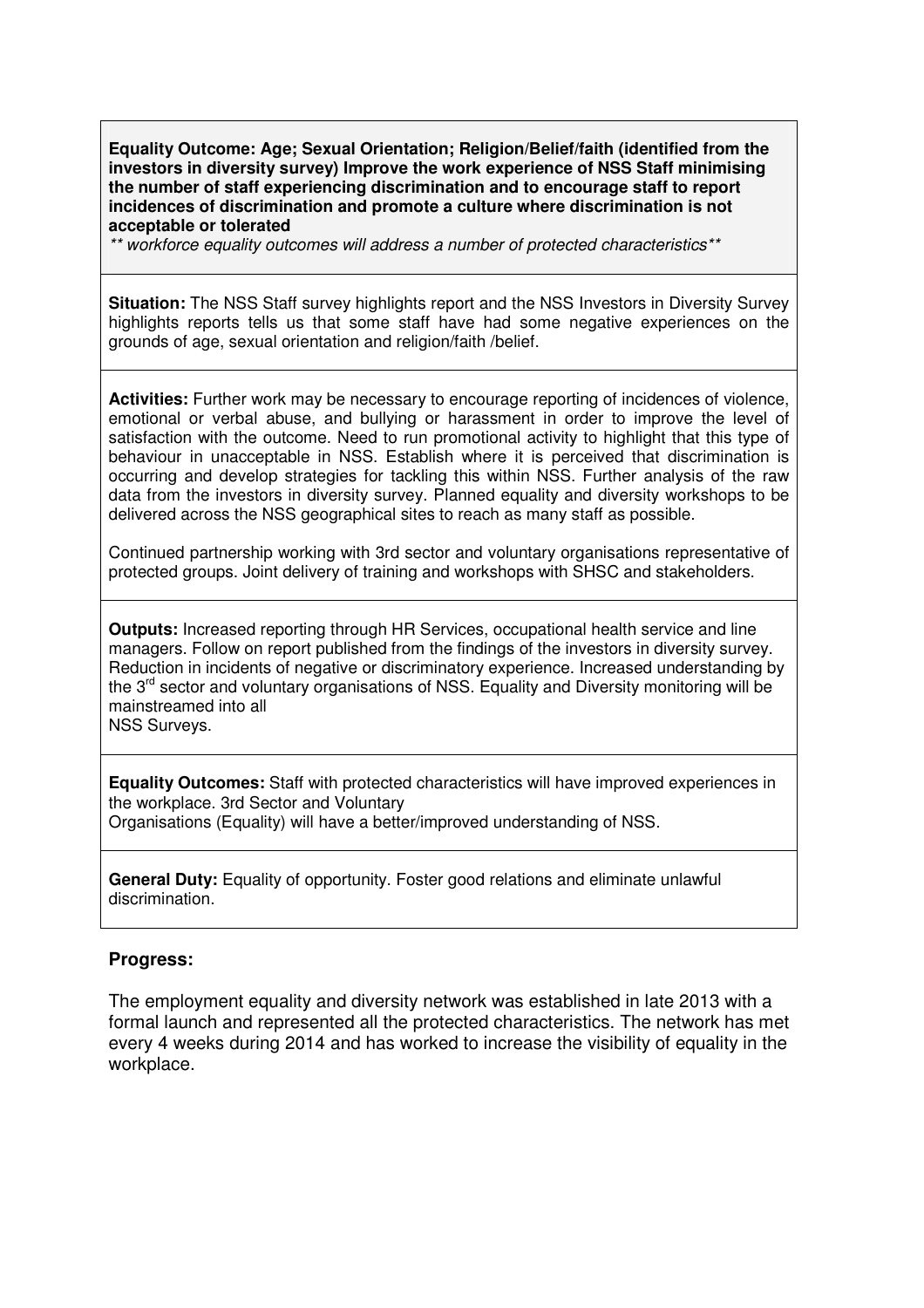**Equality Outcome: Age; Sexual Orientation; Religion/Belief/faith (identified from the investors in diversity survey) Improve the work experience of NSS Staff minimising the number of staff experiencing discrimination and to encourage staff to report incidences of discrimination and promote a culture where discrimination is not acceptable or tolerated**

*\*\* workforce equality outcomes will address a number of protected characteristics\*\**

**Situation:** The NSS Staff survey highlights report and the NSS Investors in Diversity Survey highlights reports tells us that some staff have had some negative experiences on the grounds of age, sexual orientation and religion/faith /belief.

**Activities:** Further work may be necessary to encourage reporting of incidences of violence, emotional or verbal abuse, and bullying or harassment in order to improve the level of satisfaction with the outcome. Need to run promotional activity to highlight that this type of behaviour in unacceptable in NSS. Establish where it is perceived that discrimination is occurring and develop strategies for tackling this within NSS. Further analysis of the raw data from the investors in diversity survey. Planned equality and diversity workshops to be delivered across the NSS geographical sites to reach as many staff as possible.

Continued partnership working with 3rd sector and voluntary organisations representative of protected groups. Joint delivery of training and workshops with SHSC and stakeholders.

**Outputs:** Increased reporting through HR Services, occupational health service and line managers. Follow on report published from the findings of the investors in diversity survey. Reduction in incidents of negative or discriminatory experience. Increased understanding by the 3rd sector and voluntary organisations of NSS. Equality and Diversity monitoring will be mainstreamed into all NSS Surveys.

**Equality Outcomes:** Staff with protected characteristics will have improved experiences in the workplace. 3rd Sector and Voluntary Organisations (Equality) will have a better/improved understanding of NSS.

**General Duty:** Equality of opportunity. Foster good relations and eliminate unlawful discrimination.

**Progress:**

The employment equality and diversity network was established in late 2013 with a formal launch and represented all the protected characteristics. The network has met every 4 weeks during 2014 and has worked to increase the visibility of equality in the workplace.